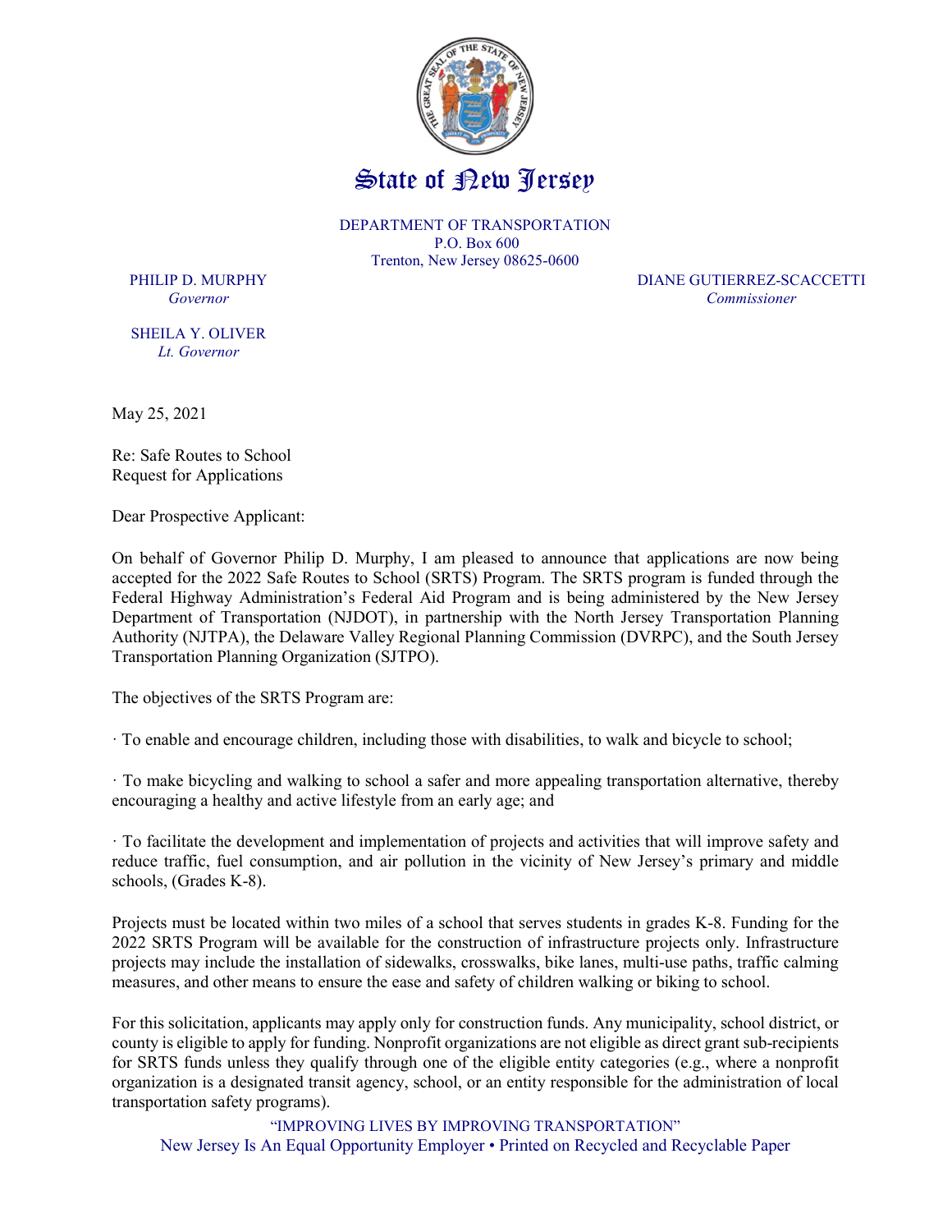# State of New Jersey

DEPARTMENT OF TRANSPORTATION
P.O. Box 600
Trenton, New Jersey 08625-0600

PHILIP D. MURPHY
*Governor*

SHEILA Y. OLIVER
*Lt. Governor*

DIANE GUTIERREZ-SCACCETTI
*Commissioner*

May 25, 2021

Re: Safe Routes to School
Request for Applications

Dear Prospective Applicant:

On behalf of Governor Philip D. Murphy, I am pleased to announce that applications are now being accepted for the 2022 Safe Routes to School (SRTS) Program. The SRTS program is funded through the Federal Highway Administration's Federal Aid Program and is being administered by the New Jersey Department of Transportation (NJDOT), in partnership with the North Jersey Transportation Planning Authority (NJTPA), the Delaware Valley Regional Planning Commission (DVRPC), and the South Jersey Transportation Planning Organization (SJTPO).

The objectives of the SRTS Program are:

· To enable and encourage children, including those with disabilities, to walk and bicycle to school;

· To make bicycling and walking to school a safer and more appealing transportation alternative, thereby encouraging a healthy and active lifestyle from an early age; and

· To facilitate the development and implementation of projects and activities that will improve safety and reduce traffic, fuel consumption, and air pollution in the vicinity of New Jersey's primary and middle schools, (Grades K-8).

Projects must be located within two miles of a school that serves students in grades K-8. Funding for the 2022 SRTS Program will be available for the construction of infrastructure projects only. Infrastructure projects may include the installation of sidewalks, crosswalks, bike lanes, multi-use paths, traffic calming measures, and other means to ensure the ease and safety of children walking or biking to school.

For this solicitation, applicants may apply only for construction funds. Any municipality, school district, or county is eligible to apply for funding. Nonprofit organizations are not eligible as direct grant sub-recipients for SRTS funds unless they qualify through one of the eligible entity categories (e.g., where a nonprofit organization is a designated transit agency, school, or an entity responsible for the administration of local transportation safety programs).

"IMPROVING LIVES BY IMPROVING TRANSPORTATION"
New Jersey Is An Equal Opportunity Employer • Printed on Recycled and Recyclable Paper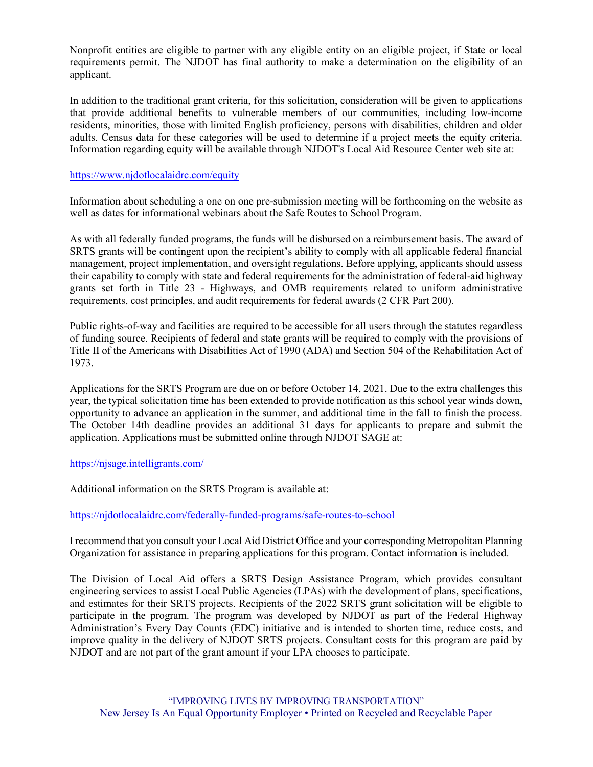Nonprofit entities are eligible to partner with any eligible entity on an eligible project, if State or local requirements permit. The NJDOT has final authority to make a determination on the eligibility of an applicant.

In addition to the traditional grant criteria, for this solicitation, consideration will be given to applications that provide additional benefits to vulnerable members of our communities, including low-income residents, minorities, those with limited English proficiency, persons with disabilities, children and older adults. Census data for these categories will be used to determine if a project meets the equity criteria. Information regarding equity will be available through NJDOT's Local Aid Resource Center web site at:

https://www.njdotlocalaidrc.com/equity

Information about scheduling a one on one pre-submission meeting will be forthcoming on the website as well as dates for informational webinars about the Safe Routes to School Program.

As with all federally funded programs, the funds will be disbursed on a reimbursement basis. The award of SRTS grants will be contingent upon the recipient's ability to comply with all applicable federal financial management, project implementation, and oversight regulations. Before applying, applicants should assess their capability to comply with state and federal requirements for the administration of federal-aid highway grants set forth in Title 23 - Highways, and OMB requirements related to uniform administrative requirements, cost principles, and audit requirements for federal awards (2 CFR Part 200).

Public rights-of-way and facilities are required to be accessible for all users through the statutes regardless of funding source. Recipients of federal and state grants will be required to comply with the provisions of Title II of the Americans with Disabilities Act of 1990 (ADA) and Section 504 of the Rehabilitation Act of 1973.

Applications for the SRTS Program are due on or before October 14, 2021. Due to the extra challenges this year, the typical solicitation time has been extended to provide notification as this school year winds down, opportunity to advance an application in the summer, and additional time in the fall to finish the process. The October 14th deadline provides an additional 31 days for applicants to prepare and submit the application. Applications must be submitted online through NJDOT SAGE at:

https://njsage.intelligrants.com/

Additional information on the SRTS Program is available at:

https://njdotlocalaidrc.com/federally-funded-programs/safe-routes-to-school

I recommend that you consult your Local Aid District Office and your corresponding Metropolitan Planning Organization for assistance in preparing applications for this program. Contact information is included.

The Division of Local Aid offers a SRTS Design Assistance Program, which provides consultant engineering services to assist Local Public Agencies (LPAs) with the development of plans, specifications, and estimates for their SRTS projects. Recipients of the 2022 SRTS grant solicitation will be eligible to participate in the program. The program was developed by NJDOT as part of the Federal Highway Administration's Every Day Counts (EDC) initiative and is intended to shorten time, reduce costs, and improve quality in the delivery of NJDOT SRTS projects. Consultant costs for this program are paid by NJDOT and are not part of the grant amount if your LPA chooses to participate.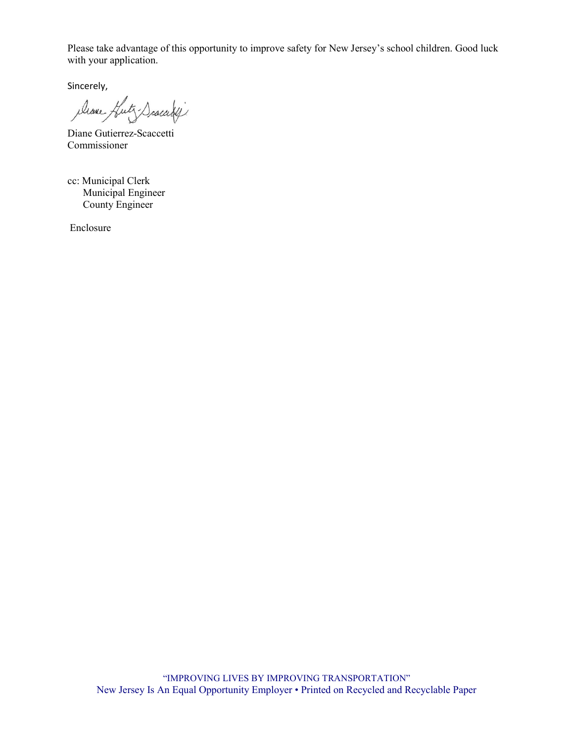Please take advantage of this opportunity to improve safety for New Jersey's school children. Good luck with your application.

Sincerely,

Diane Gutierrez-Scaccetti
Commissioner

cc: Municipal Clerk
Municipal Engineer
County Engineer

Enclosure

"IMPROVING LIVES BY IMPROVING TRANSPORTATION"
New Jersey Is An Equal Opportunity Employer • Printed on Recycled and Recyclable Paper